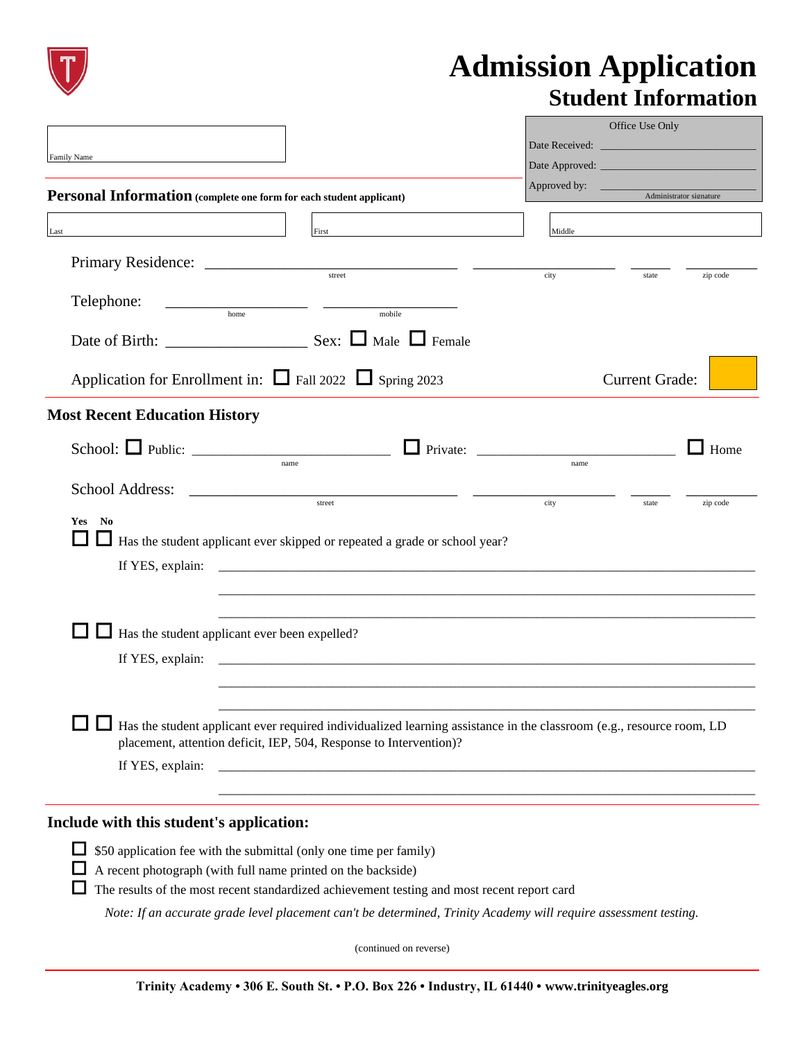# Admission Application

## Student Information

| Office Use Only |
|---|
| Date Received: ____________________ |
| Date Approved: ____________________ |
| Approved by: ____________________ (Administrator signature) |

Family Name: ____________________

### Personal Information (complete one form for each student applicant)

Last: ____________________ First: ____________________ Middle: ____________________

Primary Residence: ____________________ (street) ____________________ (city) __________ (state) __________ (zip code)

Telephone: ____________________ (home) ____________________ (mobile)

Date of Birth: ____________________ Sex: ☐ Male ☐ Female

Application for Enrollment in: ☐ Fall 2022 ☐ Spring 2023 Current Grade: ______

### Most Recent Education History

School: ☐ Public: ____________________ (name) ☐ Private: ____________________ (name) ☐ Home

School Address: ____________________ (street) ____________________ (city) __________ (state) __________ (zip code)

**Yes No**

☐ ☐ Has the student applicant ever skipped or repeated a grade or school year?

If YES, explain: ______________________________________________________________

______________________________________________________________

______________________________________________________________

☐ ☐ Has the student applicant ever been expelled?

If YES, explain: ______________________________________________________________

______________________________________________________________

______________________________________________________________

☐ ☐ Has the student applicant ever required individualized learning assistance in the classroom (e.g., resource room, LD placement, attention deficit, IEP, 504, Response to Intervention)?

If YES, explain: ______________________________________________________________

______________________________________________________________

### Include with this student's application:

- ☐ $50 application fee with the submittal (only one time per family)
- ☐ A recent photograph (with full name printed on the backside)
- ☐ The results of the most recent standardized achievement testing and most recent report card

*Note: If an accurate grade level placement can't be determined, Trinity Academy will require assessment testing.*

(continued on reverse)

**Trinity Academy • 306 E. South St. • P.O. Box 226 • Industry, IL 61440 • www.trinityeagles.org**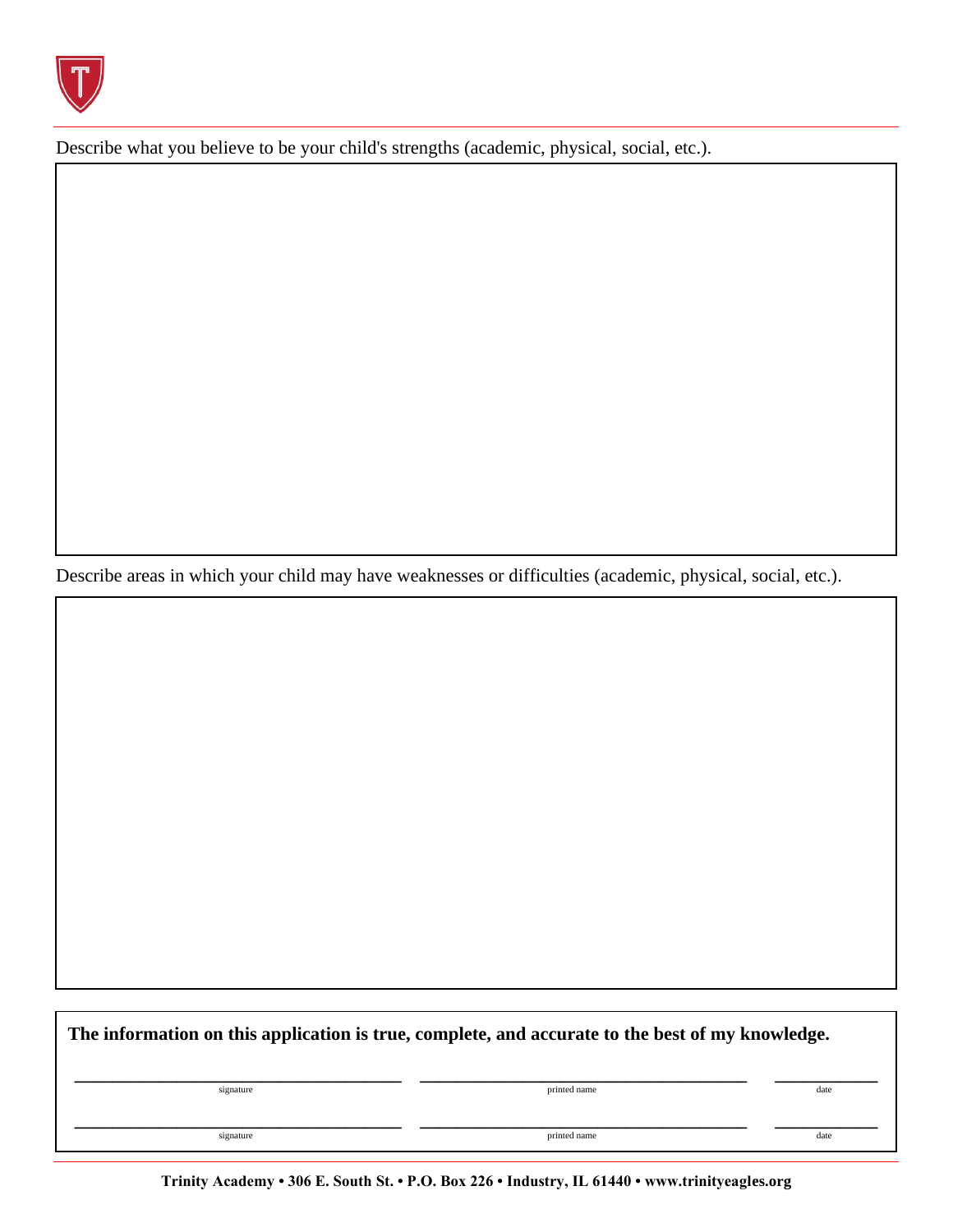Describe what you believe to be your child's strengths (academic, physical, social, etc.).

Describe areas in which your child may have weaknesses or difficulties (academic, physical, social, etc.).

**The information on this application is true, complete, and accurate to the best of my knowledge.**

| | | |
|---|---|---|
| ______________________ | ______________________ | __________ |
| signature | printed name | date |
| ______________________ | ______________________ | __________ |
| signature | printed name | date |

**Trinity Academy • 306 E. South St. • P.O. Box 226 • Industry, IL 61440 • www.trinityeagles.org**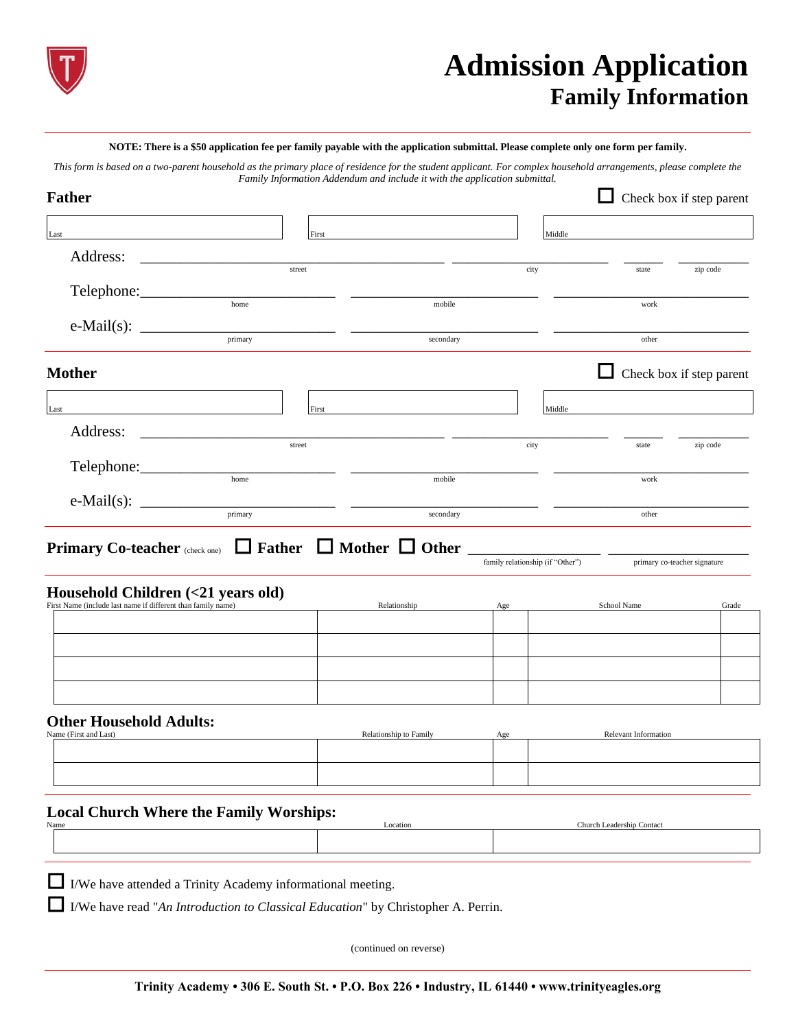# Admission Application
## Family Information

**NOTE: There is a $50 application fee per family payable with the application submittal. Please complete only one form per family.**

*This form is based on a two-parent household as the primary place of residence for the student applicant. For complex household arrangements, please complete the Family Information Addendum and include it with the application submittal.*

### Father

☐ Check box if step parent

| Last | First | Middle |
|---|---|---|
| | | |

Address: ______________________ street ______________ city ______ state ________ zip code

Telephone: ______________ home ______________ mobile ______________ work

e-Mail(s): ______________ primary ______________ secondary ______________ other

### Mother

☐ Check box if step parent

| Last | First | Middle |
|---|---|---|
| | | |

Address: ______________________ street ______________ city ______ state ________ zip code

Telephone: ______________ home ______________ mobile ______________ work

e-Mail(s): ______________ primary ______________ secondary ______________ other

**Primary Co-teacher** (check one) ☐ **Father** ☐ **Mother** ☐ **Other** ______________ family relationship (if "Other") ______________ primary co-teacher signature

### Household Children (<21 years old)

| First Name (include last name if different than family name) | Relationship | Age | School Name | Grade |
|---|---|---|---|---|
| | | | | |
| | | | | |
| | | | | |
| | | | | |

### Other Household Adults:

| Name (First and Last) | Relationship to Family | Age | Relevant Information |
|---|---|---|---|
| | | | |
| | | | |

### Local Church Where the Family Worships:

| Name | Location | Church Leadership Contact |
|---|---|---|
| | | |

☐ I/We have attended a Trinity Academy informational meeting.

☐ I/We have read "*An Introduction to Classical Education*" by Christopher A. Perrin.

(continued on reverse)

**Trinity Academy • 306 E. South St. • P.O. Box 226 • Industry, IL 61440 • www.trinityeagles.org**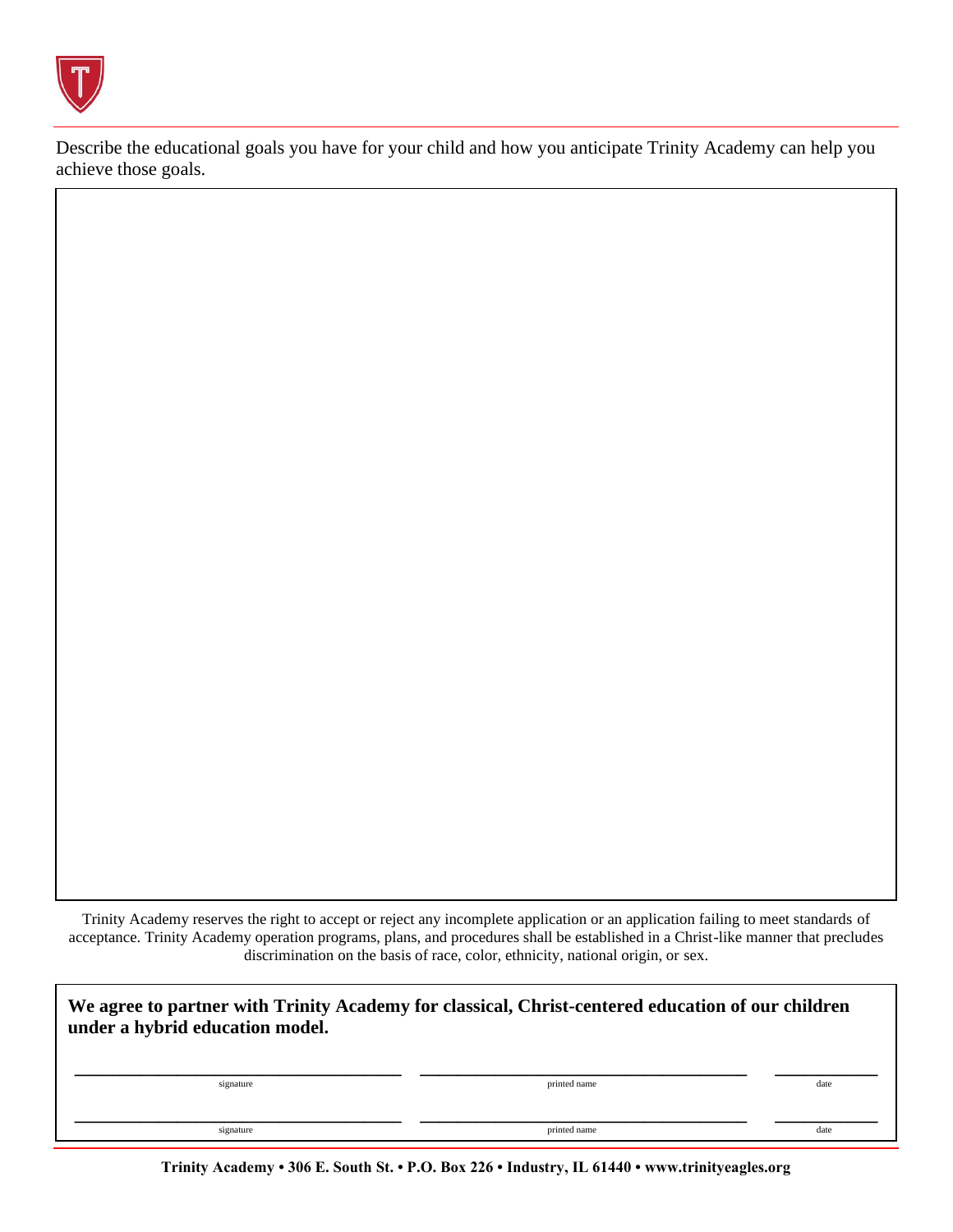Describe the educational goals you have for your child and how you anticipate Trinity Academy can help you achieve those goals.

Trinity Academy reserves the right to accept or reject any incomplete application or an application failing to meet standards of acceptance. Trinity Academy operation programs, plans, and procedures shall be established in a Christ-like manner that precludes discrimination on the basis of race, color, ethnicity, national origin, or sex.

**We agree to partner with Trinity Academy for classical, Christ-centered education of our children under a hybrid education model.**

| signature | printed name | date |
|---|---|---|
| | | |
| | | |

**Trinity Academy • 306 E. South St. • P.O. Box 226 • Industry, IL 61440 • www.trinityeagles.org**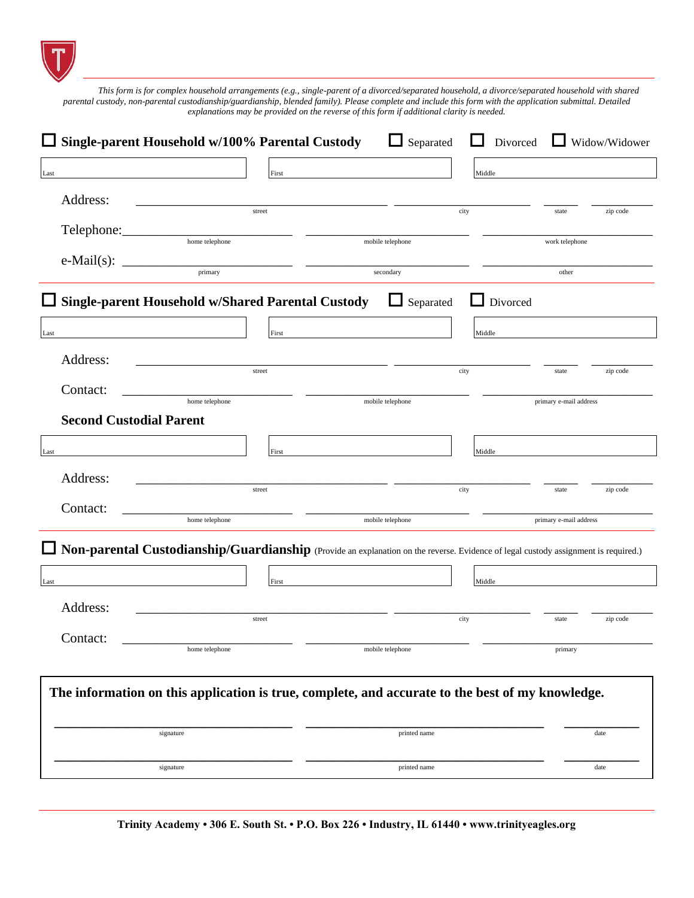*This form is for complex household arrangements (e.g., single-parent of a divorced/separated household, a divorce/separated household with shared parental custody, non-parental custodianship/guardianship, blended family). Please complete and include this form with the application submittal. Detailed explanations may be provided on the reverse of this form if additional clarity is needed.*

## ☐ Single-parent Household w/100% Parental Custody ☐ Separated ☐ Divorced ☐ Widow/Widower

Last ______________ First ______________ Middle ______________

Address: ______________ street ______________ city ______ state ______ zip code

Telephone: ______________ home telephone ______________ mobile telephone ______________ work telephone

e-Mail(s): ______________ primary ______________ secondary ______________ other

## ☐ Single-parent Household w/Shared Parental Custody ☐ Separated ☐ Divorced

Last ______________ First ______________ Middle ______________

Address: ______________ street ______________ city ______ state ______ zip code

Contact: ______________ home telephone ______________ mobile telephone ______________ primary e-mail address

### Second Custodial Parent

Last ______________ First ______________ Middle ______________

Address: ______________ street ______________ city ______ state ______ zip code

Contact: ______________ home telephone ______________ mobile telephone ______________ primary e-mail address

## ☐ Non-parental Custodianship/Guardianship (Provide an explanation on the reverse. Evidence of legal custody assignment is required.)

Last ______________ First ______________ Middle ______________

Address: ______________ street ______________ city ______ state ______ zip code

Contact: ______________ home telephone ______________ mobile telephone ______________ primary

**The information on this application is true, complete, and accurate to the best of my knowledge.**

______________ signature ______________ printed name ______ date

______________ signature ______________ printed name ______ date

**Trinity Academy • 306 E. South St. • P.O. Box 226 • Industry, IL 61440 • www.trinityeagles.org**